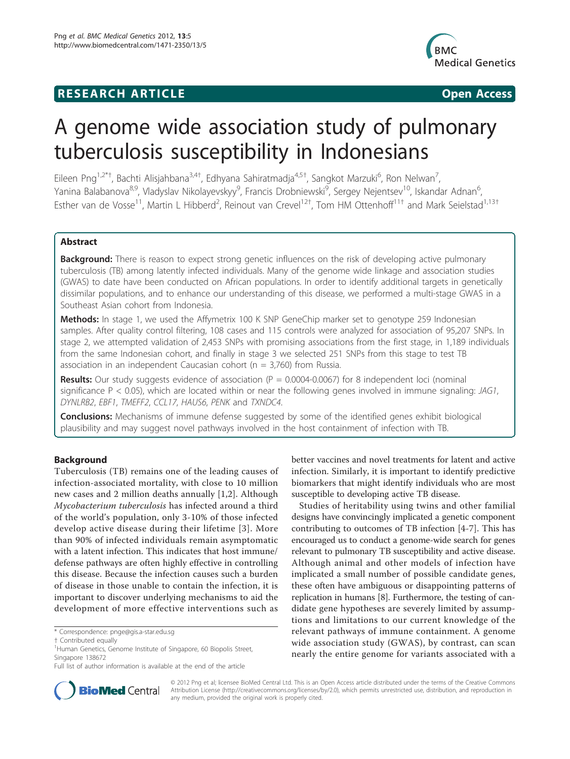# RESEARCH ARTICLE

**Open Access**

# A genome wide association study of pulmonary tuberculosis susceptibility in Indonesians

Eileen Png[1,2*†], Bachti Alisjahbana[3,4†], Edhyana Sahiratmadja[4,5†], Sangkot Marzuki[6], Ron Nelwan[7], Yanina Balabanova[8,9], Vladyslav Nikolayevskyy[9], Francis Drobniewski[9], Sergey Nejentsev[10], Iskandar Adnan[6], Esther van de Vosse[11], Martin L Hibberd[2], Reinout van Crevel[12†], Tom HM Ottenhoff[11†] and Mark Seielstad[1,13†]

## Abstract

**Background:** There is reason to expect strong genetic influences on the risk of developing active pulmonary tuberculosis (TB) among latently infected individuals. Many of the genome wide linkage and association studies (GWAS) to date have been conducted on African populations. In order to identify additional targets in genetically dissimilar populations, and to enhance our understanding of this disease, we performed a multi-stage GWAS in a Southeast Asian cohort from Indonesia.

**Methods:** In stage 1, we used the Affymetrix 100 K SNP GeneChip marker set to genotype 259 Indonesian samples. After quality control filtering, 108 cases and 115 controls were analyzed for association of 95,207 SNPs. In stage 2, we attempted validation of 2,453 SNPs with promising associations from the first stage, in 1,189 individuals from the same Indonesian cohort, and finally in stage 3 we selected 251 SNPs from this stage to test TB association in an independent Caucasian cohort (n = 3,760) from Russia.

**Results:** Our study suggests evidence of association (P = 0.0004-0.0067) for 8 independent loci (nominal significance P < 0.05), which are located within or near the following genes involved in immune signaling: *JAG1*, *DYNLRB2*, *EBF1*, *TMEFF2*, *CCL17*, *HAUS6*, *PENK* and *TXNDC4*.

**Conclusions:** Mechanisms of immune defense suggested by some of the identified genes exhibit biological plausibility and may suggest novel pathways involved in the host containment of infection with TB.

## Background

Tuberculosis (TB) remains one of the leading causes of infection-associated mortality, with close to 10 million new cases and 2 million deaths annually [1,2]. Although *Mycobacterium tuberculosis* has infected around a third of the world's population, only 3-10% of those infected develop active disease during their lifetime [3]. More than 90% of infected individuals remain asymptomatic with a latent infection. This indicates that host immune/defense pathways are often highly effective in controlling this disease. Because the infection causes such a burden of disease in those unable to contain the infection, it is important to discover underlying mechanisms to aid the development of more effective interventions such as better vaccines and novel treatments for latent and active infection. Similarly, it is important to identify predictive biomarkers that might identify individuals who are most susceptible to developing active TB disease.

Studies of heritability using twins and other familial designs have convincingly implicated a genetic component contributing to outcomes of TB infection [4-7]. This has encouraged us to conduct a genome-wide search for genes relevant to pulmonary TB susceptibility and active disease. Although animal and other models of infection have implicated a small number of possible candidate genes, these often have ambiguous or disappointing patterns of replication in humans [8]. Furthermore, the testing of candidate gene hypotheses are severely limited by assumptions and limitations to our current knowledge of the relevant pathways of immune containment. A genome wide association study (GWAS), by contrast, can scan nearly the entire genome for variants associated with a

\* Correspondence: pnge@gis.a-star.edu.sg
† Contributed equally
[1]Human Genetics, Genome Institute of Singapore, 60 Biopolis Street, Singapore 138672
Full list of author information is available at the end of the article

© 2012 Png et al; licensee BioMed Central Ltd. This is an Open Access article distributed under the terms of the Creative Commons Attribution License (http://creativecommons.org/licenses/by/2.0), which permits unrestricted use, distribution, and reproduction in any medium, provided the original work is properly cited.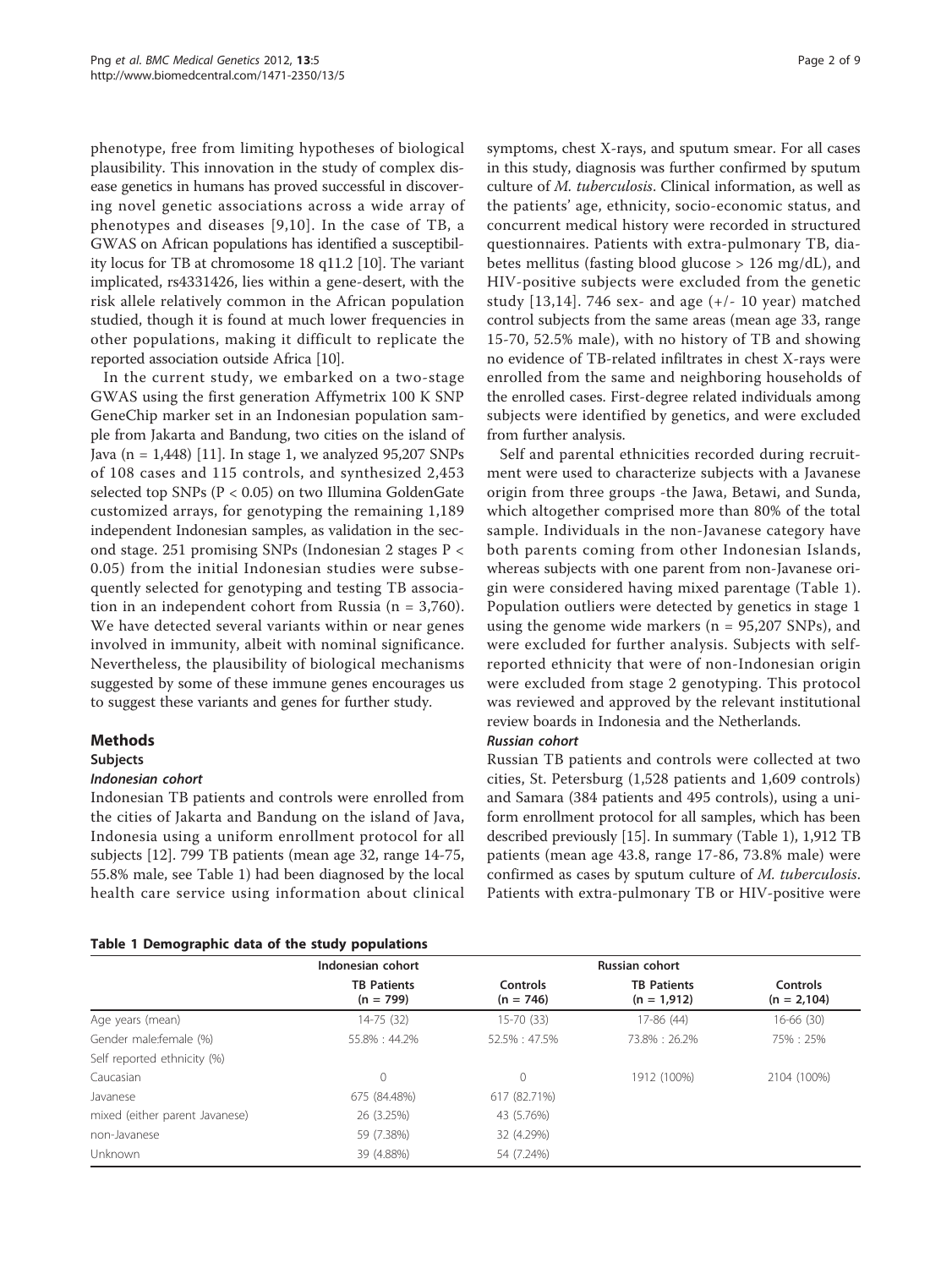phenotype, free from limiting hypotheses of biological plausibility. This innovation in the study of complex disease genetics in humans has proved successful in discovering novel genetic associations across a wide array of phenotypes and diseases [9,10]. In the case of TB, a GWAS on African populations has identified a susceptibility locus for TB at chromosome 18 q11.2 [10]. The variant implicated, rs4331426, lies within a gene-desert, with the risk allele relatively common in the African population studied, though it is found at much lower frequencies in other populations, making it difficult to replicate the reported association outside Africa [10].

In the current study, we embarked on a two-stage GWAS using the first generation Affymetrix 100 K SNP GeneChip marker set in an Indonesian population sample from Jakarta and Bandung, two cities on the island of Java (n = 1,448) [11]. In stage 1, we analyzed 95,207 SNPs of 108 cases and 115 controls, and synthesized 2,453 selected top SNPs ($P < 0.05$) on two Illumina GoldenGate customized arrays, for genotyping the remaining 1,189 independent Indonesian samples, as validation in the second stage. 251 promising SNPs (Indonesian 2 stages $P < 0.05$) from the initial Indonesian studies were subsequently selected for genotyping and testing TB association in an independent cohort from Russia (n = 3,760). We have detected several variants within or near genes involved in immunity, albeit with nominal significance. Nevertheless, the plausibility of biological mechanisms suggested by some of these immune genes encourages us to suggest these variants and genes for further study.

## Methods

### Subjects

#### *Indonesian cohort*

Indonesian TB patients and controls were enrolled from the cities of Jakarta and Bandung on the island of Java, Indonesia using a uniform enrollment protocol for all subjects [12]. 799 TB patients (mean age 32, range 14-75, 55.8% male, see Table 1) had been diagnosed by the local health care service using information about clinical symptoms, chest X-rays, and sputum smear. For all cases in this study, diagnosis was further confirmed by sputum culture of *M. tuberculosis*. Clinical information, as well as the patients' age, ethnicity, socio-economic status, and concurrent medical history were recorded in structured questionnaires. Patients with extra-pulmonary TB, diabetes mellitus (fasting blood glucose > 126 mg/dL), and HIV-positive subjects were excluded from the genetic study [13,14]. 746 sex- and age (+/- 10 year) matched control subjects from the same areas (mean age 33, range 15-70, 52.5% male), with no history of TB and showing no evidence of TB-related infiltrates in chest X-rays were enrolled from the same and neighboring households of the enrolled cases. First-degree related individuals among subjects were identified by genetics, and were excluded from further analysis.

Self and parental ethnicities recorded during recruitment were used to characterize subjects with a Javanese origin from three groups -the Jawa, Betawi, and Sunda, which altogether comprised more than 80% of the total sample. Individuals in the non-Javanese category have both parents coming from other Indonesian Islands, whereas subjects with one parent from non-Javanese origin were considered having mixed parentage (Table 1). Population outliers were detected by genetics in stage 1 using the genome wide markers (n = 95,207 SNPs), and were excluded for further analysis. Subjects with self-reported ethnicity that were of non-Indonesian origin were excluded from stage 2 genotyping. This protocol was reviewed and approved by the relevant institutional review boards in Indonesia and the Netherlands.

#### *Russian cohort*

Russian TB patients and controls were collected at two cities, St. Petersburg (1,528 patients and 1,609 controls) and Samara (384 patients and 495 controls), using a uniform enrollment protocol for all samples, which has been described previously [15]. In summary (Table 1), 1,912 TB patients (mean age 43.8, range 17-86, 73.8% male) were confirmed as cases by sputum culture of *M. tuberculosis*. Patients with extra-pulmonary TB or HIV-positive were

**Table 1 Demographic data of the study populations**

| | Indonesian cohort | | Russian cohort | |
|---|---|---|---|---|
| | TB Patients (n = 799) | Controls (n = 746) | TB Patients (n = 1,912) | Controls (n = 2,104) |
| Age years (mean) | 14-75 (32) | 15-70 (33) | 17-86 (44) | 16-66 (30) |
| Gender male:female (%) | 55.8% : 44.2% | 52.5% : 47.5% | 73.8% : 26.2% | 75% : 25% |
| Self reported ethnicity (%) | | | | |
| Caucasian | 0 | 0 | 1912 (100%) | 2104 (100%) |
| Javanese | 675 (84.48%) | 617 (82.71%) | | |
| mixed (either parent Javanese) | 26 (3.25%) | 43 (5.76%) | | |
| non-Javanese | 59 (7.38%) | 32 (4.29%) | | |
| Unknown | 39 (4.88%) | 54 (7.24%) | | |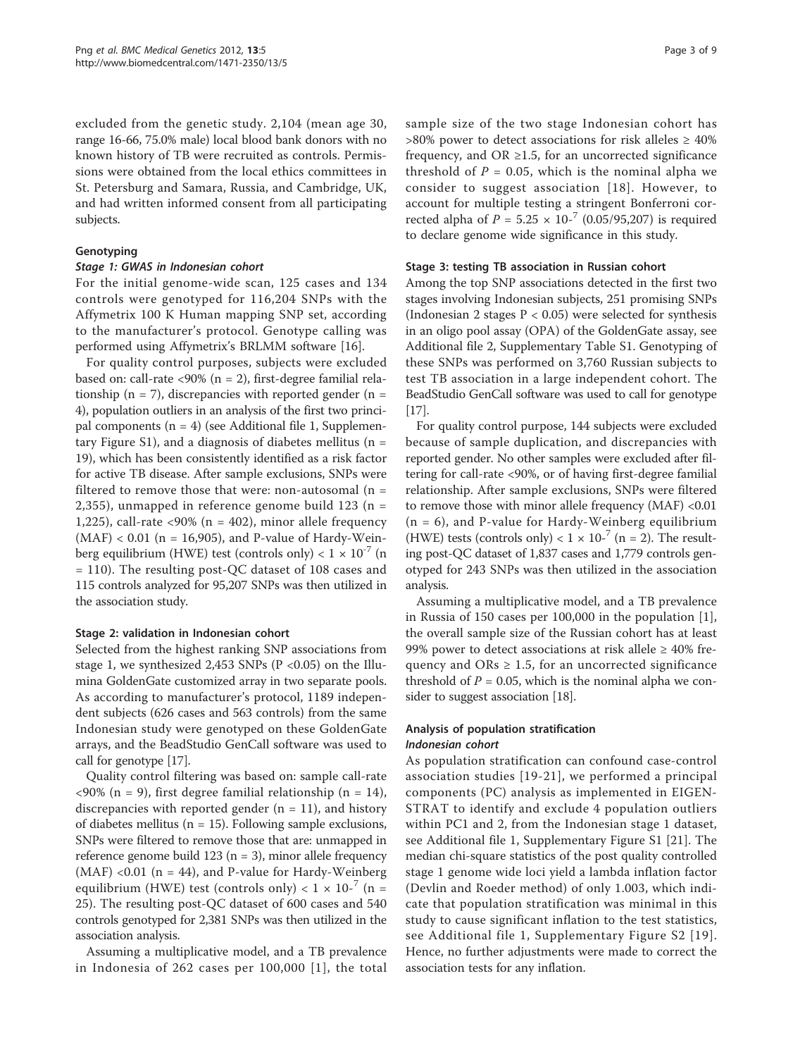excluded from the genetic study. 2,104 (mean age 30, range 16-66, 75.0% male) local blood bank donors with no known history of TB were recruited as controls. Permissions were obtained from the local ethics committees in St. Petersburg and Samara, Russia, and Cambridge, UK, and had written informed consent from all participating subjects.

### Genotyping

#### *Stage 1: GWAS in Indonesian cohort*

For the initial genome-wide scan, 125 cases and 134 controls were genotyped for 116,204 SNPs with the Affymetrix 100 K Human mapping SNP set, according to the manufacturer's protocol. Genotype calling was performed using Affymetrix's BRLMM software [16].

For quality control purposes, subjects were excluded based on: call-rate <90% (n = 2), first-degree familial relationship (n = 7), discrepancies with reported gender (n = 4), population outliers in an analysis of the first two principal components (n = 4) (see Additional file 1, Supplementary Figure S1), and a diagnosis of diabetes mellitus (n = 19), which has been consistently identified as a risk factor for active TB disease. After sample exclusions, SNPs were filtered to remove those that were: non-autosomal (n = 2,355), unmapped in reference genome build 123 (n = 1,225), call-rate <90% (n = 402), minor allele frequency (MAF) < 0.01 (n = 16,905), and P-value of Hardy-Weinberg equilibrium (HWE) test (controls only) $< 1 \times 10^{-7}$ (n = 110). The resulting post-QC dataset of 108 cases and 115 controls analyzed for 95,207 SNPs was then utilized in the association study.

#### Stage 2: validation in Indonesian cohort

Selected from the highest ranking SNP associations from stage 1, we synthesized 2,453 SNPs (P <0.05) on the Illumina GoldenGate customized array in two separate pools. As according to manufacturer's protocol, 1189 independent subjects (626 cases and 563 controls) from the same Indonesian study were genotyped on these GoldenGate arrays, and the BeadStudio GenCall software was used to call for genotype [17].

Quality control filtering was based on: sample call-rate <90% (n = 9), first degree familial relationship (n = 14), discrepancies with reported gender (n = 11), and history of diabetes mellitus (n = 15). Following sample exclusions, SNPs were filtered to remove those that are: unmapped in reference genome build 123 (n = 3), minor allele frequency (MAF) <0.01 (n = 44), and P-value for Hardy-Weinberg equilibrium (HWE) test (controls only) $< 1 \times 10^{-7}$ (n = 25). The resulting post-QC dataset of 600 cases and 540 controls genotyped for 2,381 SNPs was then utilized in the association analysis.

Assuming a multiplicative model, and a TB prevalence in Indonesia of 262 cases per 100,000 [1], the total sample size of the two stage Indonesian cohort has >80% power to detect associations for risk alleles ≥ 40% frequency, and OR ≥1.5, for an uncorrected significance threshold of $P = 0.05$, which is the nominal alpha we consider to suggest association [18]. However, to account for multiple testing a stringent Bonferroni corrected alpha of $P = 5.25 \times 10^{-7}$ (0.05/95,207) is required to declare genome wide significance in this study.

#### Stage 3: testing TB association in Russian cohort

Among the top SNP associations detected in the first two stages involving Indonesian subjects, 251 promising SNPs (Indonesian 2 stages P < 0.05) were selected for synthesis in an oligo pool assay (OPA) of the GoldenGate assay, see Additional file 2, Supplementary Table S1. Genotyping of these SNPs was performed on 3,760 Russian subjects to test TB association in a large independent cohort. The BeadStudio GenCall software was used to call for genotype [17].

For quality control purpose, 144 subjects were excluded because of sample duplication, and discrepancies with reported gender. No other samples were excluded after filtering for call-rate <90%, or of having first-degree familial relationship. After sample exclusions, SNPs were filtered to remove those with minor allele frequency (MAF) <0.01 (n = 6), and P-value for Hardy-Weinberg equilibrium (HWE) tests (controls only) $< 1 \times 10^{-7}$ (n = 2). The resulting post-QC dataset of 1,837 cases and 1,779 controls genotyped for 243 SNPs was then utilized in the association analysis.

Assuming a multiplicative model, and a TB prevalence in Russia of 150 cases per 100,000 in the population [1], the overall sample size of the Russian cohort has at least 99% power to detect associations at risk allele ≥ 40% frequency and ORs ≥ 1.5, for an uncorrected significance threshold of $P = 0.05$, which is the nominal alpha we consider to suggest association [18].

### Analysis of population stratification

#### *Indonesian cohort*

As population stratification can confound case-control association studies [19-21], we performed a principal components (PC) analysis as implemented in EIGENSTRAT to identify and exclude 4 population outliers within PC1 and 2, from the Indonesian stage 1 dataset, see Additional file 1, Supplementary Figure S1 [21]. The median chi-square statistics of the post quality controlled stage 1 genome wide loci yield a lambda inflation factor (Devlin and Roeder method) of only 1.003, which indicate that population stratification was minimal in this study to cause significant inflation to the test statistics, see Additional file 1, Supplementary Figure S2 [19]. Hence, no further adjustments were made to correct the association tests for any inflation.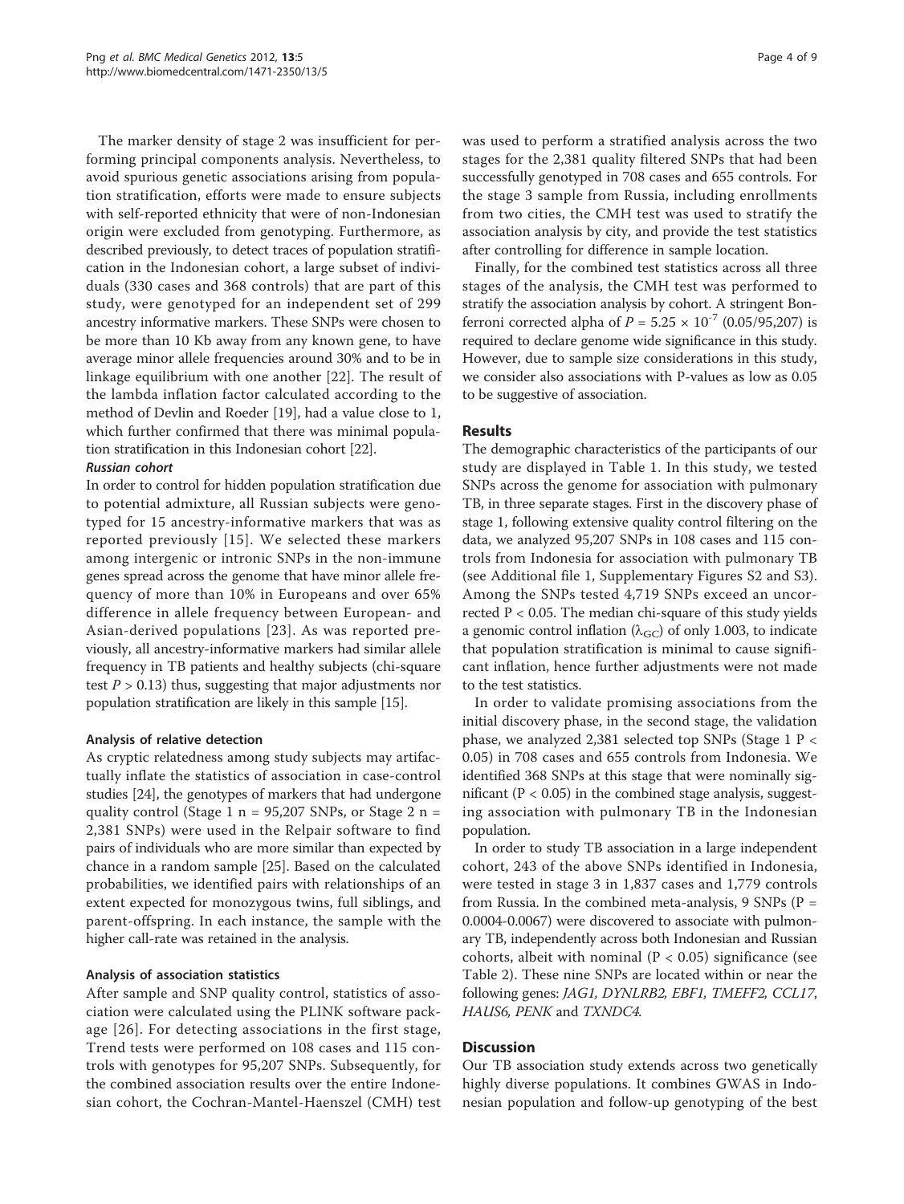The marker density of stage 2 was insufficient for performing principal components analysis. Nevertheless, to avoid spurious genetic associations arising from population stratification, efforts were made to ensure subjects with self-reported ethnicity that were of non-Indonesian origin were excluded from genotyping. Furthermore, as described previously, to detect traces of population stratification in the Indonesian cohort, a large subset of individuals (330 cases and 368 controls) that are part of this study, were genotyped for an independent set of 299 ancestry informative markers. These SNPs were chosen to be more than 10 Kb away from any known gene, to have average minor allele frequencies around 30% and to be in linkage equilibrium with one another [22]. The result of the lambda inflation factor calculated according to the method of Devlin and Roeder [19], had a value close to 1, which further confirmed that there was minimal population stratification in this Indonesian cohort [22].

#### Russian cohort

In order to control for hidden population stratification due to potential admixture, all Russian subjects were genotyped for 15 ancestry-informative markers that was as reported previously [15]. We selected these markers among intergenic or intronic SNPs in the non-immune genes spread across the genome that have minor allele frequency of more than 10% in Europeans and over 65% difference in allele frequency between European- and Asian-derived populations [23]. As was reported previously, all ancestry-informative markers had similar allele frequency in TB patients and healthy subjects (chi-square test $P > 0.13$) thus, suggesting that major adjustments nor population stratification are likely in this sample [15].

### Analysis of relative detection

As cryptic relatedness among study subjects may artifactually inflate the statistics of association in case-control studies [24], the genotypes of markers that had undergone quality control (Stage 1 n = 95,207 SNPs, or Stage 2 n = 2,381 SNPs) were used in the Relpair software to find pairs of individuals who are more similar than expected by chance in a random sample [25]. Based on the calculated probabilities, we identified pairs with relationships of an extent expected for monozygous twins, full siblings, and parent-offspring. In each instance, the sample with the higher call-rate was retained in the analysis.

### Analysis of association statistics

After sample and SNP quality control, statistics of association were calculated using the PLINK software package [26]. For detecting associations in the first stage, Trend tests were performed on 108 cases and 115 controls with genotypes for 95,207 SNPs. Subsequently, for the combined association results over the entire Indonesian cohort, the Cochran-Mantel-Haenszel (CMH) test was used to perform a stratified analysis across the two stages for the 2,381 quality filtered SNPs that had been successfully genotyped in 708 cases and 655 controls. For the stage 3 sample from Russia, including enrollments from two cities, the CMH test was used to stratify the association analysis by city, and provide the test statistics after controlling for difference in sample location.

Finally, for the combined test statistics across all three stages of the analysis, the CMH test was performed to stratify the association analysis by cohort. A stringent Bonferroni corrected alpha of $P = 5.25 \times 10^{-7}$ (0.05/95,207) is required to declare genome wide significance in this study. However, due to sample size considerations in this study, we consider also associations with P-values as low as 0.05 to be suggestive of association.

## Results

The demographic characteristics of the participants of our study are displayed in Table 1. In this study, we tested SNPs across the genome for association with pulmonary TB, in three separate stages. First in the discovery phase of stage 1, following extensive quality control filtering on the data, we analyzed 95,207 SNPs in 108 cases and 115 controls from Indonesia for association with pulmonary TB (see Additional file 1, Supplementary Figures S2 and S3). Among the SNPs tested 4,719 SNPs exceed an uncorrected $P < 0.05$. The median chi-square of this study yields a genomic control inflation ($\lambda_{GC}$) of only 1.003, to indicate that population stratification is minimal to cause significant inflation, hence further adjustments were not made to the test statistics.

In order to validate promising associations from the initial discovery phase, in the second stage, the validation phase, we analyzed 2,381 selected top SNPs (Stage 1 $P < 0.05$) in 708 cases and 655 controls from Indonesia. We identified 368 SNPs at this stage that were nominally significant ($P < 0.05$) in the combined stage analysis, suggesting association with pulmonary TB in the Indonesian population.

In order to study TB association in a large independent cohort, 243 of the above SNPs identified in Indonesia, were tested in stage 3 in 1,837 cases and 1,779 controls from Russia. In the combined meta-analysis, 9 SNPs (P = 0.0004-0.0067) were discovered to associate with pulmonary TB, independently across both Indonesian and Russian cohorts, albeit with nominal ($P < 0.05$) significance (see Table 2). These nine SNPs are located within or near the following genes: *JAG1, DYNLRB2, EBF1, TMEFF2, CCL17, HAUS6, PENK* and *TXNDC4.*

## Discussion

Our TB association study extends across two genetically highly diverse populations. It combines GWAS in Indonesian population and follow-up genotyping of the best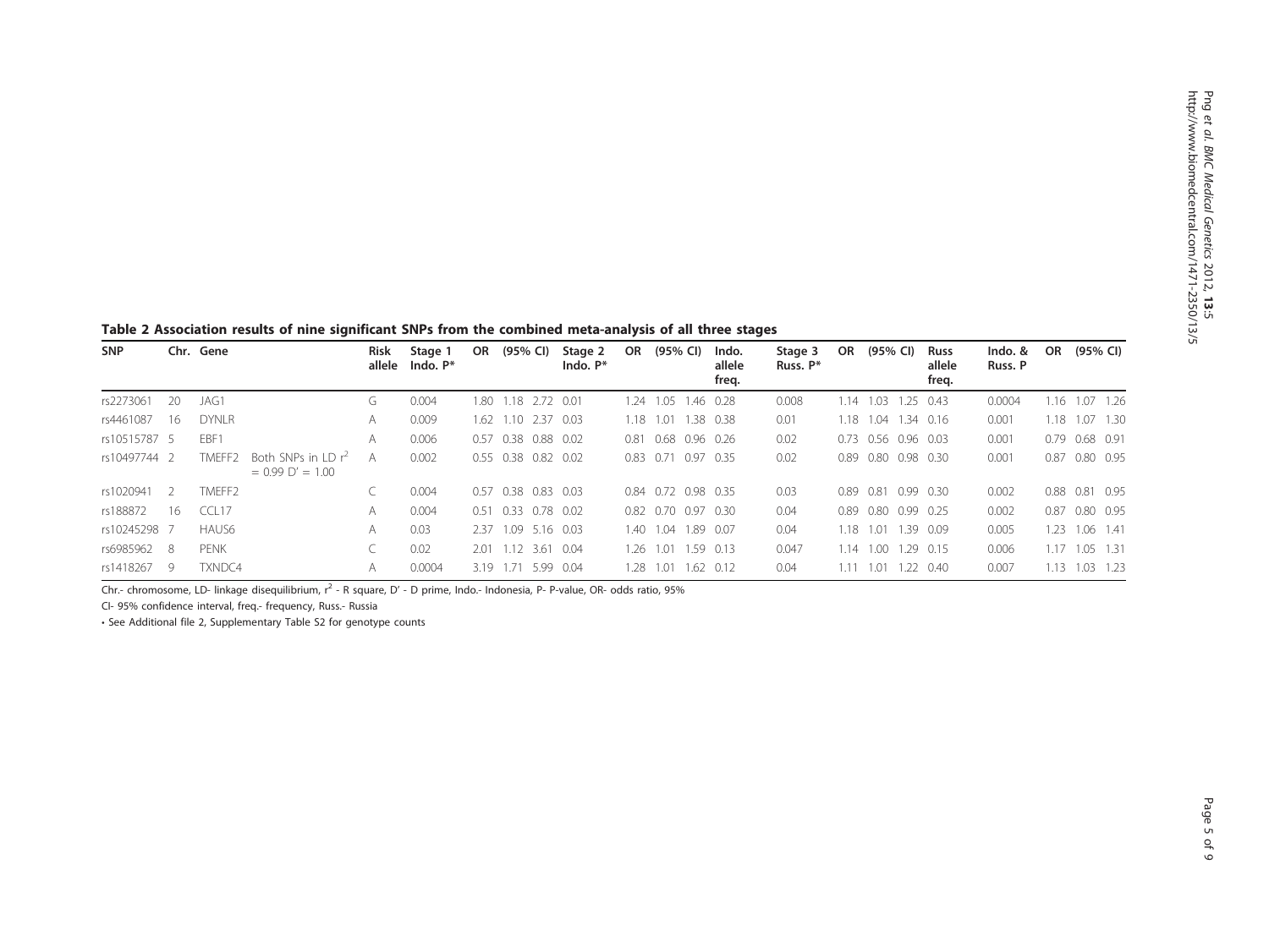**Table 2 Association results of nine significant SNPs from the combined meta-analysis of all three stages**

| SNP | Chr. | Gene | | Risk allele | Stage 1 Indo. P* | OR | (95% CI) | | Stage 2 Indo. P* | OR | (95% CI) | | Indo. allele freq. | Stage 3 Russ. P* | OR | (95% CI) | | Russ allele freq. | Indo. & Russ. P | OR | (95% CI) | |
|---|---|---|---|---|---|---|---|---|---|---|---|---|---|---|---|---|---|---|---|---|---|---|
| rs2273061 | 20 | JAG1 | | G | 0.004 | 1.80 | 1.18 | 2.72 | 0.01 | 1.24 | 1.05 | 1.46 | 0.28 | 0.008 | 1.14 | 1.03 | 1.25 | 0.43 | 0.0004 | 1.16 | 1.07 | 1.26 |
| rs4461087 | 16 | DYNLR | | A | 0.009 | 1.62 | 1.10 | 2.37 | 0.03 | 1.18 | 1.01 | 1.38 | 0.38 | 0.01 | 1.18 | 1.04 | 1.34 | 0.16 | 0.001 | 1.18 | 1.07 | 1.30 |
| rs10515787 | 5 | EBF1 | | A | 0.006 | 0.57 | 0.38 | 0.88 | 0.02 | 0.81 | 0.68 | 0.96 | 0.26 | 0.02 | 0.73 | 0.56 | 0.96 | 0.03 | 0.001 | 0.79 | 0.68 | 0.91 |
| rs10497744 | 2 | TMEFF2 | Both SNPs in LD $r^2 = 0.99$ D' = 1.00 | A | 0.002 | 0.55 | 0.38 | 0.82 | 0.02 | 0.83 | 0.71 | 0.97 | 0.35 | 0.02 | 0.89 | 0.80 | 0.98 | 0.30 | 0.001 | 0.87 | 0.80 | 0.95 |
| rs1020941 | 2 | TMEFF2 | | C | 0.004 | 0.57 | 0.38 | 0.83 | 0.03 | 0.84 | 0.72 | 0.98 | 0.35 | 0.03 | 0.89 | 0.81 | 0.99 | 0.30 | 0.002 | 0.88 | 0.81 | 0.95 |
| rs188872 | 16 | CCL17 | | A | 0.004 | 0.51 | 0.33 | 0.78 | 0.02 | 0.82 | 0.70 | 0.97 | 0.30 | 0.04 | 0.89 | 0.80 | 0.99 | 0.25 | 0.002 | 0.87 | 0.80 | 0.95 |
| rs10245298 | 7 | HAUS6 | | A | 0.03 | 2.37 | 1.09 | 5.16 | 0.03 | 1.40 | 1.04 | 1.89 | 0.07 | 0.04 | 1.18 | 1.01 | 1.39 | 0.09 | 0.005 | 1.23 | 1.06 | 1.41 |
| rs6985962 | 8 | PENK | | C | 0.02 | 2.01 | 1.12 | 3.61 | 0.04 | 1.26 | 1.01 | 1.59 | 0.13 | 0.047 | 1.14 | 1.00 | 1.29 | 0.15 | 0.006 | 1.17 | 1.05 | 1.31 |
| rs1418267 | 9 | TXNDC4 | | A | 0.0004 | 3.19 | 1.71 | 5.99 | 0.04 | 1.28 | 1.01 | 1.62 | 0.12 | 0.04 | 1.11 | 1.01 | 1.22 | 0.40 | 0.007 | 1.13 | 1.03 | 1.23 |

Chr.- chromosome, LD- linkage disequilibrium, $r^2$ - R square, D' - D prime, Indo.- Indonesia, P- P-value, OR- odds ratio, 95% CI- 95% confidence interval, freq.- frequency, Russ.- Russia

* See Additional file 2, Supplementary Table S2 for genotype counts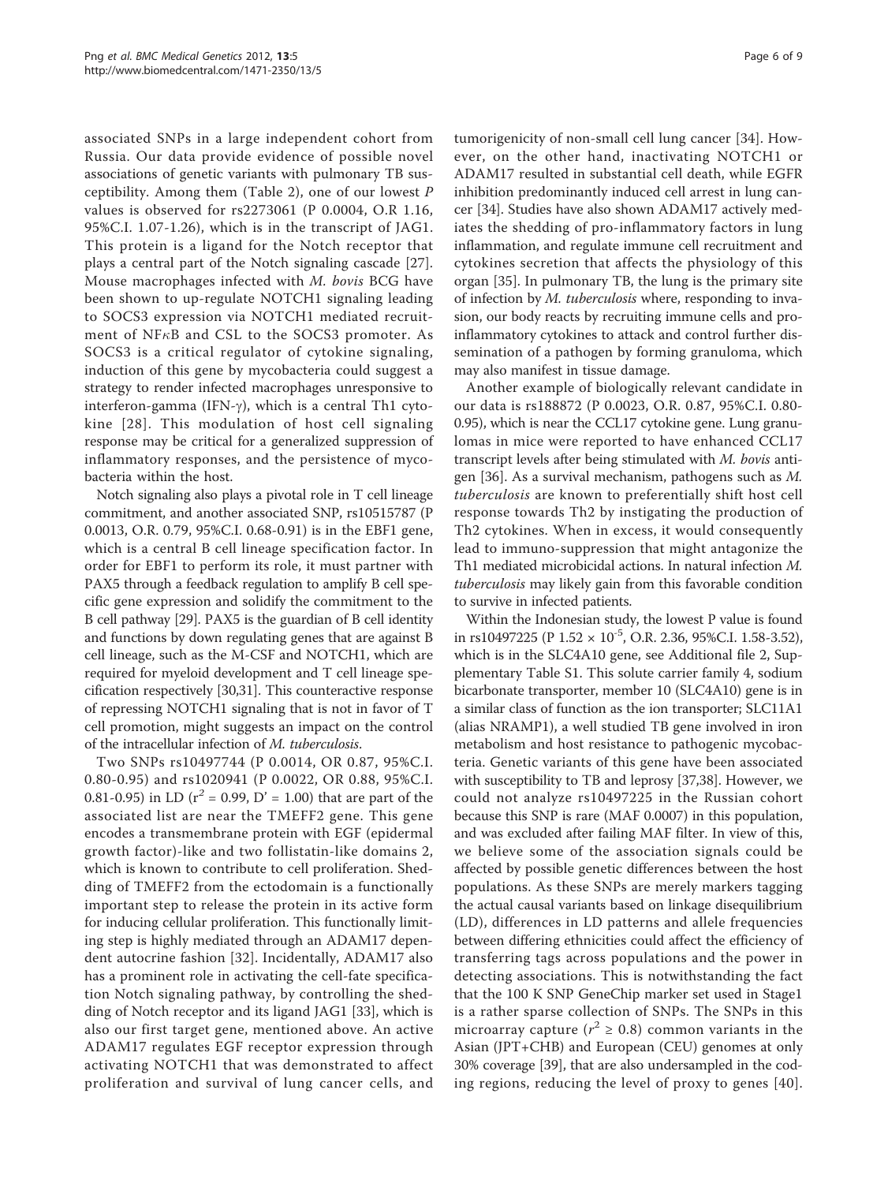associated SNPs in a large independent cohort from Russia. Our data provide evidence of possible novel associations of genetic variants with pulmonary TB susceptibility. Among them (Table 2), one of our lowest *P* values is observed for rs2273061 (P 0.0004, O.R 1.16, 95%C.I. 1.07-1.26), which is in the transcript of JAG1. This protein is a ligand for the Notch receptor that plays a central part of the Notch signaling cascade [27]. Mouse macrophages infected with *M. bovis* BCG have been shown to up-regulate NOTCH1 signaling leading to SOCS3 expression via NOTCH1 mediated recruitment of NFκB and CSL to the SOCS3 promoter. As SOCS3 is a critical regulator of cytokine signaling, induction of this gene by mycobacteria could suggest a strategy to render infected macrophages unresponsive to interferon-gamma (IFN-γ), which is a central Th1 cytokine [28]. This modulation of host cell signaling response may be critical for a generalized suppression of inflammatory responses, and the persistence of mycobacteria within the host.

Notch signaling also plays a pivotal role in T cell lineage commitment, and another associated SNP, rs10515787 (P 0.0013, O.R. 0.79, 95%C.I. 0.68-0.91) is in the EBF1 gene, which is a central B cell lineage specification factor. In order for EBF1 to perform its role, it must partner with PAX5 through a feedback regulation to amplify B cell specific gene expression and solidify the commitment to the B cell pathway [29]. PAX5 is the guardian of B cell identity and functions by down regulating genes that are against B cell lineage, such as the M-CSF and NOTCH1, which are required for myeloid development and T cell lineage specification respectively [30,31]. This counteractive response of repressing NOTCH1 signaling that is not in favor of T cell promotion, might suggests an impact on the control of the intracellular infection of *M. tuberculosis*.

Two SNPs rs10497744 (P 0.0014, OR 0.87, 95%C.I. 0.80-0.95) and rs1020941 (P 0.0022, OR 0.88, 95%C.I. 0.81-0.95) in LD ($r^2$ = 0.99, D' = 1.00) that are part of the associated list are near the TMEFF2 gene. This gene encodes a transmembrane protein with EGF (epidermal growth factor)-like and two follistatin-like domains 2, which is known to contribute to cell proliferation. Shedding of TMEFF2 from the ectodomain is a functionally important step to release the protein in its active form for inducing cellular proliferation. This functionally limiting step is highly mediated through an ADAM17 dependent autocrine fashion [32]. Incidentally, ADAM17 also has a prominent role in activating the cell-fate specification Notch signaling pathway, by controlling the shedding of Notch receptor and its ligand JAG1 [33], which is also our first target gene, mentioned above. An active ADAM17 regulates EGF receptor expression through activating NOTCH1 that was demonstrated to affect proliferation and survival of lung cancer cells, and tumorigenicity of non-small cell lung cancer [34]. However, on the other hand, inactivating NOTCH1 or ADAM17 resulted in substantial cell death, while EGFR inhibition predominantly induced cell arrest in lung cancer [34]. Studies have also shown ADAM17 actively mediates the shedding of pro-inflammatory factors in lung inflammation, and regulate immune cell recruitment and cytokines secretion that affects the physiology of this organ [35]. In pulmonary TB, the lung is the primary site of infection by *M. tuberculosis* where, responding to invasion, our body reacts by recruiting immune cells and pro-inflammatory cytokines to attack and control further dissemination of a pathogen by forming granuloma, which may also manifest in tissue damage.

Another example of biologically relevant candidate in our data is rs188872 (P 0.0023, O.R. 0.87, 95%C.I. 0.80-0.95), which is near the CCL17 cytokine gene. Lung granulomas in mice were reported to have enhanced CCL17 transcript levels after being stimulated with *M. bovis* antigen [36]. As a survival mechanism, pathogens such as *M. tuberculosis* are known to preferentially shift host cell response towards Th2 by instigating the production of Th2 cytokines. When in excess, it would consequently lead to immuno-suppression that might antagonize the Th1 mediated microbicidal actions. In natural infection *M. tuberculosis* may likely gain from this favorable condition to survive in infected patients.

Within the Indonesian study, the lowest P value is found in rs10497225 (P $1.52 \times 10^{-5}$, O.R. 2.36, 95%C.I. 1.58-3.52), which is in the SLC4A10 gene, see Additional file 2, Supplementary Table S1. This solute carrier family 4, sodium bicarbonate transporter, member 10 (SLC4A10) gene is in a similar class of function as the ion transporter; SLC11A1 (alias NRAMP1), a well studied TB gene involved in iron metabolism and host resistance to pathogenic mycobacteria. Genetic variants of this gene have been associated with susceptibility to TB and leprosy [37,38]. However, we could not analyze rs10497225 in the Russian cohort because this SNP is rare (MAF 0.0007) in this population, and was excluded after failing MAF filter. In view of this, we believe some of the association signals could be affected by possible genetic differences between the host populations. As these SNPs are merely markers tagging the actual causal variants based on linkage disequilibrium (LD), differences in LD patterns and allele frequencies between differing ethnicities could affect the efficiency of transferring tags across populations and the power in detecting associations. This is notwithstanding the fact that the 100 K SNP GeneChip marker set used in Stage1 is a rather sparse collection of SNPs. The SNPs in this microarray capture ($r^2 \geq 0.8$) common variants in the Asian (JPT+CHB) and European (CEU) genomes at only 30% coverage [39], that are also undersampled in the coding regions, reducing the level of proxy to genes [40].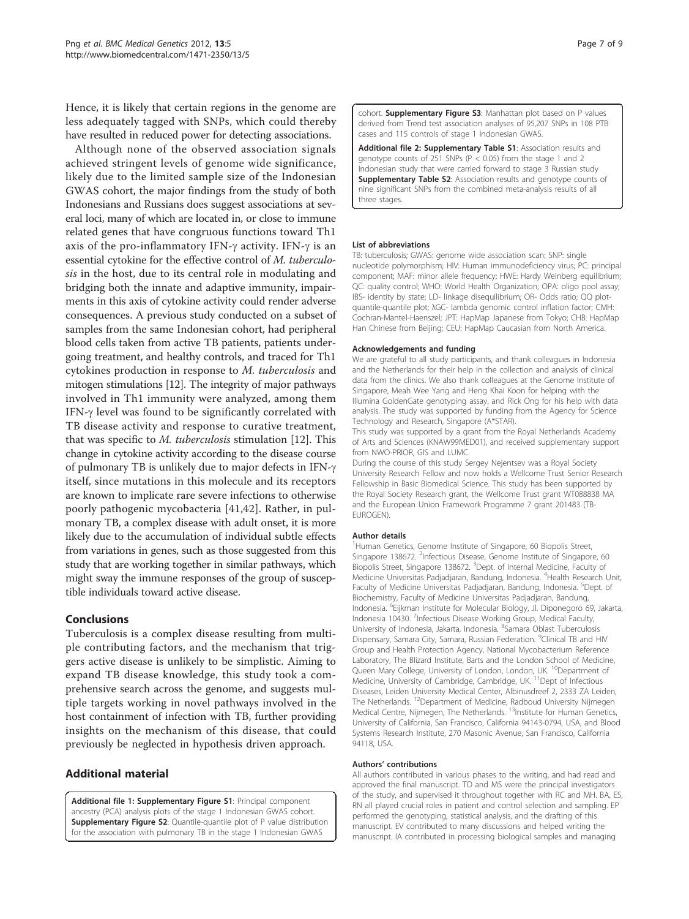Hence, it is likely that certain regions in the genome are less adequately tagged with SNPs, which could thereby have resulted in reduced power for detecting associations.

Although none of the observed association signals achieved stringent levels of genome wide significance, likely due to the limited sample size of the Indonesian GWAS cohort, the major findings from the study of both Indonesians and Russians does suggest associations at several loci, many of which are located in, or close to immune related genes that have congruous functions toward Th1 axis of the pro-inflammatory IFN-γ activity. IFN-γ is an essential cytokine for the effective control of *M. tuberculosis* in the host, due to its central role in modulating and bridging both the innate and adaptive immunity, impairments in this axis of cytokine activity could render adverse consequences. A previous study conducted on a subset of samples from the same Indonesian cohort, had peripheral blood cells taken from active TB patients, patients undergoing treatment, and healthy controls, and traced for Th1 cytokines production in response to *M. tuberculosis* and mitogen stimulations [12]. The integrity of major pathways involved in Th1 immunity were analyzed, among them IFN-γ level was found to be significantly correlated with TB disease activity and response to curative treatment, that was specific to *M. tuberculosis* stimulation [12]. This change in cytokine activity according to the disease course of pulmonary TB is unlikely due to major defects in IFN-γ itself, since mutations in this molecule and its receptors are known to implicate rare severe infections to otherwise poorly pathogenic mycobacteria [41,42]. Rather, in pulmonary TB, a complex disease with adult onset, it is more likely due to the accumulation of individual subtle effects from variations in genes, such as those suggested from this study that are working together in similar pathways, which might sway the immune responses of the group of susceptible individuals toward active disease.

## Conclusions

Tuberculosis is a complex disease resulting from multiple contributing factors, and the mechanism that triggers active disease is unlikely to be simplistic. Aiming to expand TB disease knowledge, this study took a comprehensive search across the genome, and suggests multiple targets working in novel pathways involved in the host containment of infection with TB, further providing insights on the mechanism of this disease, that could previously be neglected in hypothesis driven approach.

## Additional material

**Additional file 1: Supplementary Figure S1**: Principal component ancestry (PCA) analysis plots of the stage 1 Indonesian GWAS cohort. **Supplementary Figure S2**: Quantile-quantile plot of P value distribution for the association with pulmonary TB in the stage 1 Indonesian GWAS cohort. **Supplementary Figure S3**: Manhattan plot based on P values derived from Trend test association analyses of 95,207 SNPs in 108 PTB cases and 115 controls of stage 1 Indonesian GWAS.

**Additional file 2: Supplementary Table S1**: Association results and genotype counts of 251 SNPs ($P < 0.05$) from the stage 1 and 2 Indonesian study that were carried forward to stage 3 Russian study **Supplementary Table S2**: Association results and genotype counts of nine significant SNPs from the combined meta-analysis results of all three stages.

#### List of abbreviations

TB: tuberculosis; GWAS: genome wide association scan; SNP: single nucleotide polymorphism; HIV: Human immunodeficiency virus; PC: principal component; MAF: minor allele frequency; HWE: Hardy Weinberg equilibrium; QC: quality control; WHO: World Health Organization; OPA: oligo pool assay; IBS- identity by state; LD- linkage disequilibrium; OR- Odds ratio; QQ plot-quantile-quantile plot; λGC- lambda genomic control inflation factor; CMH: Cochran-Mantel-Haenszel; JPT: HapMap Japanese from Tokyo; CHB: HapMap Han Chinese from Beijing; CEU: HapMap Caucasian from North America.

#### Acknowledgements and funding

We are grateful to all study participants, and thank colleagues in Indonesia and the Netherlands for their help in the collection and analysis of clinical data from the clinics. We also thank colleagues at the Genome Institute of Singapore, Meah Wee Yang and Heng Khai Koon for helping with the Illumina GoldenGate genotyping assay, and Rick Ong for his help with data analysis. The study was supported by funding from the Agency for Science Technology and Research, Singapore (A*STAR).

This study was supported by a grant from the Royal Netherlands Academy of Arts and Sciences (KNAW99MED01), and received supplementary support from NWO-PRIOR, GIS and LUMC.

During the course of this study Sergey Nejentsev was a Royal Society University Research Fellow and now holds a Wellcome Trust Senior Research Fellowship in Basic Biomedical Science. This study has been supported by the Royal Society Research grant, the Wellcome Trust grant WT088838 MA and the European Union Framework Programme 7 grant 201483 (TB-EUROGEN).

#### Author details

[1]Human Genetics, Genome Institute of Singapore, 60 Biopolis Street, Singapore 138672. [2]Infectious Disease, Genome Institute of Singapore, 60 Biopolis Street, Singapore 138672. [3]Dept. of Internal Medicine, Faculty of Medicine Universitas Padjadjaran, Bandung, Indonesia. [4]Health Research Unit, Faculty of Medicine Universitas Padjadjaran, Bandung, Indonesia. [5]Dept. of Biochemistry, Faculty of Medicine Universitas Padjadjaran, Bandung, Indonesia. [6]Eijkman Institute for Molecular Biology, Jl. Diponegoro 69, Jakarta, Indonesia 10430. [7]Infectious Disease Working Group, Medical Faculty, University of Indonesia, Jakarta, Indonesia. [8]Samara Oblast Tuberculosis Dispensary, Samara City, Samara, Russian Federation. [9]Clinical TB and HIV Group and Health Protection Agency, National Mycobacterium Reference Laboratory, The Blizard Institute, Barts and the London School of Medicine, Queen Mary College, University of London, London, UK. [10]Department of Medicine, University of Cambridge, Cambridge, UK. [11]Dept of Infectious Diseases, Leiden University Medical Center, Albinusdreef 2, 2333 ZA Leiden, The Netherlands. [12]Department of Medicine, Radboud University Nijmegen Medical Centre, Nijmegen, The Netherlands. [13]Institute for Human Genetics, University of California, San Francisco, California 94143-0794, USA, and Blood Systems Research Institute, 270 Masonic Avenue, San Francisco, California 94118, USA.

#### Authors' contributions

All authors contributed in various phases to the writing, and had read and approved the final manuscript. TO and MS were the principal investigators of the study, and supervised it throughout together with RC and MH. BA, ES, RN all played crucial roles in patient and control selection and sampling. EP performed the genotyping, statistical analysis, and the drafting of this manuscript. EV contributed to many discussions and helped writing the manuscript. IA contributed in processing biological samples and managing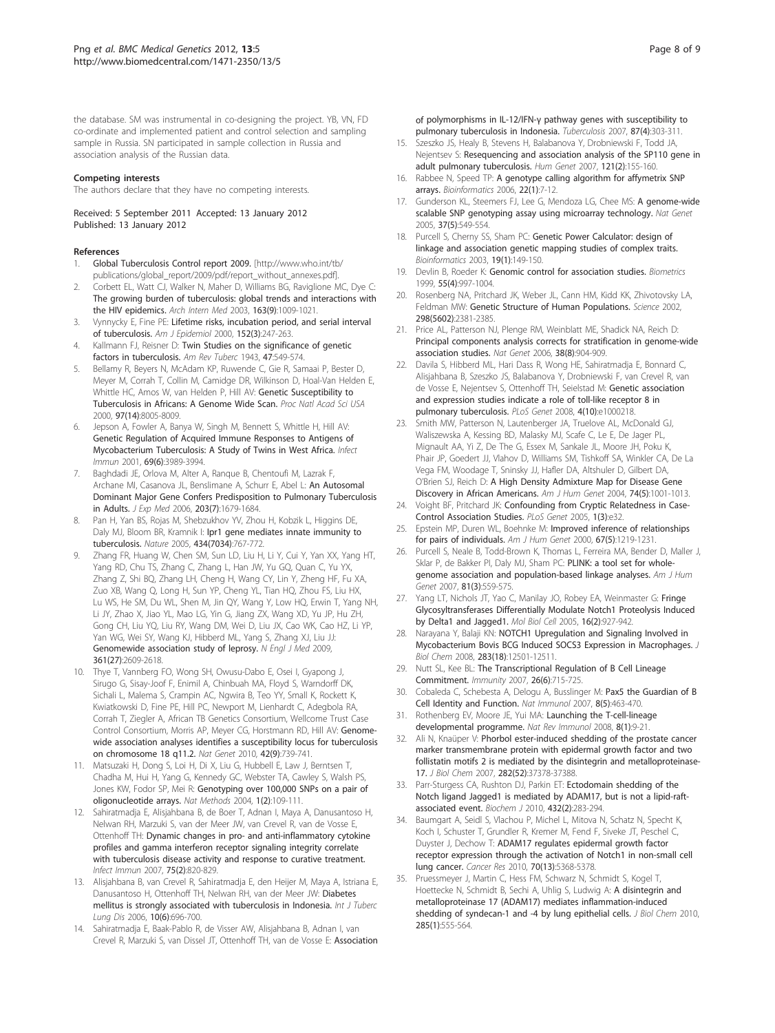the database. SM was instrumental in co-designing the project. YB, VN, FD co-ordinate and implemented patient and control selection and sampling sample in Russia. SN participated in sample collection in Russia and association analysis of the Russian data.

## Competing interests

The authors declare that they have no competing interests.

Received: 5 September 2011 Accepted: 13 January 2012
Published: 13 January 2012

## References

1. Global Tuberculosis Control report 2009. [http://www.who.int/tb/publications/global_report/2009/pdf/report_without_annexes.pdf].
2. Corbett EL, Watt CJ, Walker N, Maher D, Williams BG, Raviglione MC, Dye C: The growing burden of tuberculosis: global trends and interactions with the HIV epidemics. *Arch Intern Med* 2003, 163(9):1009-1021.
3. Vynnycky E, Fine PE: Lifetime risks, incubation period, and serial interval of tuberculosis. *Am J Epidemiol* 2000, 152(3):247-263.
4. Kallmann FJ, Reisner D: Twin Studies on the significance of genetic factors in tuberculosis. *Am Rev Tuberc* 1943, 47:549-574.
5. Bellamy R, Beyers N, McAdam KP, Ruwende C, Gie R, Samaai P, Bester D, Meyer M, Corrah T, Collin M, Camidge DR, Wilkinson D, Hoal-Van Helden E, Whittle HC, Amos W, van Helden P, Hill AV: Genetic Susceptibility to Tuberculosis in Africans: A Genome Wide Scan. *Proc Natl Acad Sci USA* 2000, 97(14):8005-8009.
6. Jepson A, Fowler A, Banya W, Singh M, Bennett S, Whittle H, Hill AV: Genetic Regulation of Acquired Immune Responses to Antigens of Mycobacterium Tuberculosis: A Study of Twins in West Africa. *Infect Immun* 2001, 69(6):3989-3994.
7. Baghdadi JE, Orlova M, Alter A, Ranque B, Chentoufi M, Lazrak F, Archane MI, Casanova JL, Benslimane A, Schurr E, Abel L: An Autosomal Dominant Major Gene Confers Predisposition to Pulmonary Tuberculosis in Adults. *J Exp Med* 2006, 203(7):1679-1684.
8. Pan H, Yan BS, Rojas M, Shebzukhov YV, Zhou H, Kobzik L, Higgins DE, Daly MJ, Bloom BR, Kramnik I: Ipr1 gene mediates innate immunity to tuberculosis. *Nature* 2005, 434(7034):767-772.
9. Zhang FR, Huang W, Chen SM, Sun LD, Liu H, Li Y, Cui Y, Yan XX, Yang HT, Yang RD, Chu TS, Zhang C, Zhang L, Han JW, Yu GQ, Quan C, Yu YX, Zhang Z, Shi BQ, Zhang LH, Cheng H, Wang CY, Lin Y, Zheng HF, Fu XA, Zuo XB, Wang Q, Long H, Sun YP, Cheng YL, Tian HQ, Zhou FS, Liu HX, Lu WS, He SM, Du WL, Shen M, Jin QY, Wang Y, Low HQ, Erwin T, Yang NH, Li JY, Zhao X, Jiao YL, Mao LG, Yin G, Jiang ZX, Wang XD, Yu JP, Hu ZH, Gong CH, Liu YQ, Liu RY, Wang DM, Wei D, Liu JX, Cao WK, Cao HZ, Li YP, Yan WG, Wei SY, Wang KJ, Hibberd ML, Yang S, Zhang XJ, Liu JJ: Genomewide association study of leprosy. *N Engl J Med* 2009, 361(27):2609-2618.
10. Thye T, Vannberg FO, Wong SH, Owusu-Dabo E, Osei I, Gyapong J, Sirugo G, Sisay-Joof F, Enimil A, Chinbuah MA, Floyd S, Warndorff DK, Sichali L, Malema S, Crampin AC, Ngwira B, Teo YY, Small K, Rockett K, Kwiatkowski D, Fine PE, Hill PC, Newport M, Lienhardt C, Adegbola RA, Corrah T, Ziegler A, African TB Genetics Consortium, Wellcome Trust Case Control Consortium, Morris AP, Meyer CG, Horstmann RD, Hill AV: Genome-wide association analyses identifies a susceptibility locus for tuberculosis on chromosome 18 q11.2. *Nat Genet* 2010, 42(9):739-741.
11. Matsuzaki H, Dong S, Loi H, Di X, Liu G, Hubbell E, Law J, Berntsen T, Chadha M, Hui H, Yang G, Kennedy GC, Webster TA, Cawley S, Walsh PS, Jones KW, Fodor SP, Mei R: Genotyping over 100,000 SNPs on a pair of oligonucleotide arrays. *Nat Methods* 2004, 1(2):109-111.
12. Sahiratmadja E, Alisjahbana B, de Boer T, Adnan I, Maya A, Danusantoso H, Nelwan RH, Marzuki S, van der Meer JW, van Crevel R, van de Vosse E, Ottenhoff TH: Dynamic changes in pro- and anti-inflammatory cytokine profiles and gamma interferon receptor signaling integrity correlate with tuberculosis disease activity and response to curative treatment. *Infect Immun* 2007, 75(2):820-829.
13. Alisjahbana B, van Crevel R, Sahiratmadja E, den Heijer M, Maya A, Istriana E, Danusantoso H, Ottenhoff TH, Nelwan RH, van der Meer JW: Diabetes mellitus is strongly associated with tuberculosis in Indonesia. *Int J Tuberc Lung Dis* 2006, 10(6):696-700.
14. Sahiratmadja E, Baak-Pablo R, de Visser AW, Alisjahbana B, Adnan I, van Crevel R, Marzuki S, van Dissel JT, Ottenhoff TH, van de Vosse E: Association of polymorphisms in IL-12/IFN-γ pathway genes with susceptibility to pulmonary tuberculosis in Indonesia. *Tuberculosis* 2007, 87(4):303-311.
15. Szeszko JS, Healy B, Stevens H, Balabanova Y, Drobniewski F, Todd JA, Nejentsev S: Resequencing and association analysis of the SP110 gene in adult pulmonary tuberculosis. *Hum Genet* 2007, 121(2):155-160.
16. Rabbee N, Speed TP: A genotype calling algorithm for affymetrix SNP arrays. *Bioinformatics* 2006, 22(1):7-12.
17. Gunderson KL, Steemers FJ, Lee G, Mendoza LG, Chee MS: A genome-wide scalable SNP genotyping assay using microarray technology. *Nat Genet* 2005, 37(5):549-554.
18. Purcell S, Cherny SS, Sham PC: Genetic Power Calculator: design of linkage and association genetic mapping studies of complex traits. *Bioinformatics* 2003, 19(1):149-150.
19. Devlin B, Roeder K: Genomic control for association studies. *Biometrics* 1999, 55(4):997-1004.
20. Rosenberg NA, Pritchard JK, Weber JL, Cann HM, Kidd KK, Zhivotovsky LA, Feldman MW: Genetic Structure of Human Populations. *Science* 2002, 298(5602):2381-2385.
21. Price AL, Patterson NJ, Plenge RM, Weinblatt ME, Shadick NA, Reich D: Principal components analysis corrects for stratification in genome-wide association studies. *Nat Genet* 2006, 38(8):904-909.
22. Davila S, Hibberd ML, Hari Dass R, Wong HE, Sahiratmadja E, Bonnard C, Alisjahbana B, Szeszko JS, Balabanova Y, Drobniewski F, van Crevel R, van de Vosse E, Nejentsev S, Ottenhoff TH, Seielstad M: Genetic association and expression studies indicate a role of toll-like receptor 8 in pulmonary tuberculosis. *PLoS Genet* 2008, 4(10):e1000218.
23. Smith MW, Patterson N, Lautenberger JA, Truelove AL, McDonald GJ, Waliszewska A, Kessing BD, Malasky MJ, Scafe C, Le E, De Jager PL, Mignault AA, Yi Z, De The G, Essex M, Sankale JL, Moore JH, Poku K, Phair JP, Goedert JJ, Vlahov D, Williams SM, Tishkoff SA, Winkler CA, De La Vega FM, Woodage T, Sninsky JJ, Hafler DA, Altshuler D, Gilbert DA, O'Brien SJ, Reich D: A High Density Admixture Map for Disease Gene Discovery in African Americans. *Am J Hum Genet* 2004, 74(5):1001-1013.
24. Voight BF, Pritchard JK: Confounding from Cryptic Relatedness in Case-Control Association Studies. *PLoS Genet* 2005, 1(3):e32.
25. Epstein MP, Duren WL, Boehnke M: Improved inference of relationships for pairs of individuals. *Am J Hum Genet* 2000, 67(5):1219-1231.
26. Purcell S, Neale B, Todd-Brown K, Thomas L, Ferreira MA, Bender D, Maller J, Sklar P, de Bakker PI, Daly MJ, Sham PC: PLINK: a tool set for whole-genome association and population-based linkage analyses. *Am J Hum Genet* 2007, 81(3):559-575.
27. Yang LT, Nichols JT, Yao C, Manilay JO, Robey EA, Weinmaster G: Fringe Glycosyltransferases Differentially Modulate Notch1 Proteolysis Induced by Delta1 and Jagged1. *Mol Biol Cell* 2005, 16(2):927-942.
28. Narayana Y, Balaji KN: NOTCH1 Upregulation and Signaling Involved in Mycobacterium Bovis BCG Induced SOCS3 Expression in Macrophages. *J Biol Chem* 2008, 283(18):12501-12511.
29. Nutt SL, Kee BL: The Transcriptional Regulation of B Cell Lineage Commitment. *Immunity* 2007, 26(6):715-725.
30. Cobaleda C, Schebesta A, Delogu A, Busslinger M: Pax5 the Guardian of B Cell Identity and Function. *Nat Immunol* 2007, 8(5):463-470.
31. Rothenberg EV, Moore JE, Yui MA: Launching the T-cell-lineage developmental programme. *Nat Rev Immunol* 2008, 8(1):9-21.
32. Ali N, Knaüper V: Phorbol ester-induced shedding of the prostate cancer marker transmembrane protein with epidermal growth factor and two follistatin motifs 2 is mediated by the disintegrin and metalloproteinase-17. *J Biol Chem* 2007, 282(52):37378-37388.
33. Parr-Sturgess CA, Rushton DJ, Parkin ET: Ectodomain shedding of the Notch ligand Jagged1 is mediated by ADAM17, but is not a lipid-raft-associated event. *Biochem J* 2010, 432(2):283-294.
34. Baumgart A, Seidl S, Vlachou P, Michel L, Mitova N, Schatz N, Specht K, Koch I, Schuster T, Grundler R, Kremer M, Fend F, Siveke JT, Peschel C, Duyster J, Dechow T: ADAM17 regulates epidermal growth factor receptor expression through the activation of Notch1 in non-small cell lung cancer. *Cancer Res* 2010, 70(13):5368-5378.
35. Pruessmeyer J, Martin C, Hess FM, Schwarz N, Schmidt S, Kogel T, Hoettecke N, Schmidt B, Sechi A, Uhlig S, Ludwig A: A disintegrin and metalloproteinase 17 (ADAM17) mediates inflammation-induced shedding of syndecan-1 and -4 by lung epithelial cells. *J Biol Chem* 2010, 285(1):555-564.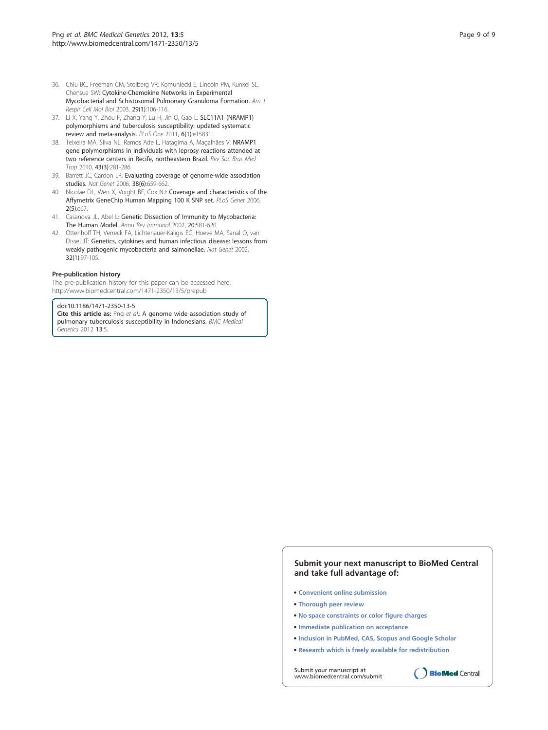36. Chiu BC, Freeman CM, Stolberg VR, Komuniecki E, Lincoln PM, Kunkel SL, Chensue SW: **Cytokine-Chemokine Networks in Experimental Mycobacterial and Schistosomal Pulmonary Granuloma Formation.** *Am J Respir Cell Mol Biol* 2003, **29(1)**:106-116.
37. Li X, Yang Y, Zhou F, Zhang Y, Lu H, Jin Q, Gao L: **SLC11A1 (NRAMP1) polymorphisms and tuberculosis susceptibility: updated systematic review and meta-analysis.** *PLoS One* 2011, **6(1)**:e15831.
38. Teixeira MA, Silva NL, Ramos Ade L, Hatagima A, Magalhães V: **NRAMP1 gene polymorphisms in individuals with leprosy reactions attended at two reference centers in Recife, northeastern Brazil.** *Rev Soc Bras Med Trop* 2010, **43(3)**:281-286.
39. Barrett JC, Cardon LR: **Evaluating coverage of genome-wide association studies.** *Nat Genet* 2006, **38(6)**:659-662.
40. Nicolae DL, Wen X, Voight BF, Cox NJ: **Coverage and characteristics of the Affymetrix GeneChip Human Mapping 100 K SNP set.** *PLoS Genet* 2006, **2(5)**:e67.
41. Casanova JL, Abel L: **Genetic Dissection of Immunity to Mycobacteria: The Human Model.** *Annu Rev Immunol* 2002, **20**:581-620.
42. Ottenhoff TH, Verreck FA, Lichtenauer-Kaligis EG, Hoeve MA, Sanal O, van Dissel JT: **Genetics, cytokines and human infectious disease: lessons from weakly pathogenic mycobacteria and salmonellae.** *Nat Genet* 2002, **32(1)**:97-105.

### Pre-publication history

The pre-publication history for this paper can be accessed here: http://www.biomedcentral.com/1471-2350/13/5/prepub

doi:10.1186/1471-2350-13-5
**Cite this article as:** Png *et al.*: A genome wide association study of pulmonary tuberculosis susceptibility in Indonesians. *BMC Medical Genetics* 2012 **13**:5.

**Submit your next manuscript to BioMed Central and take full advantage of:**

- **Convenient online submission**
- **Thorough peer review**
- **No space constraints or color figure charges**
- **Immediate publication on acceptance**
- **Inclusion in PubMed, CAS, Scopus and Google Scholar**
- **Research which is freely available for redistribution**

Submit your manuscript at
www.biomedcentral.com/submit

BioMed Central